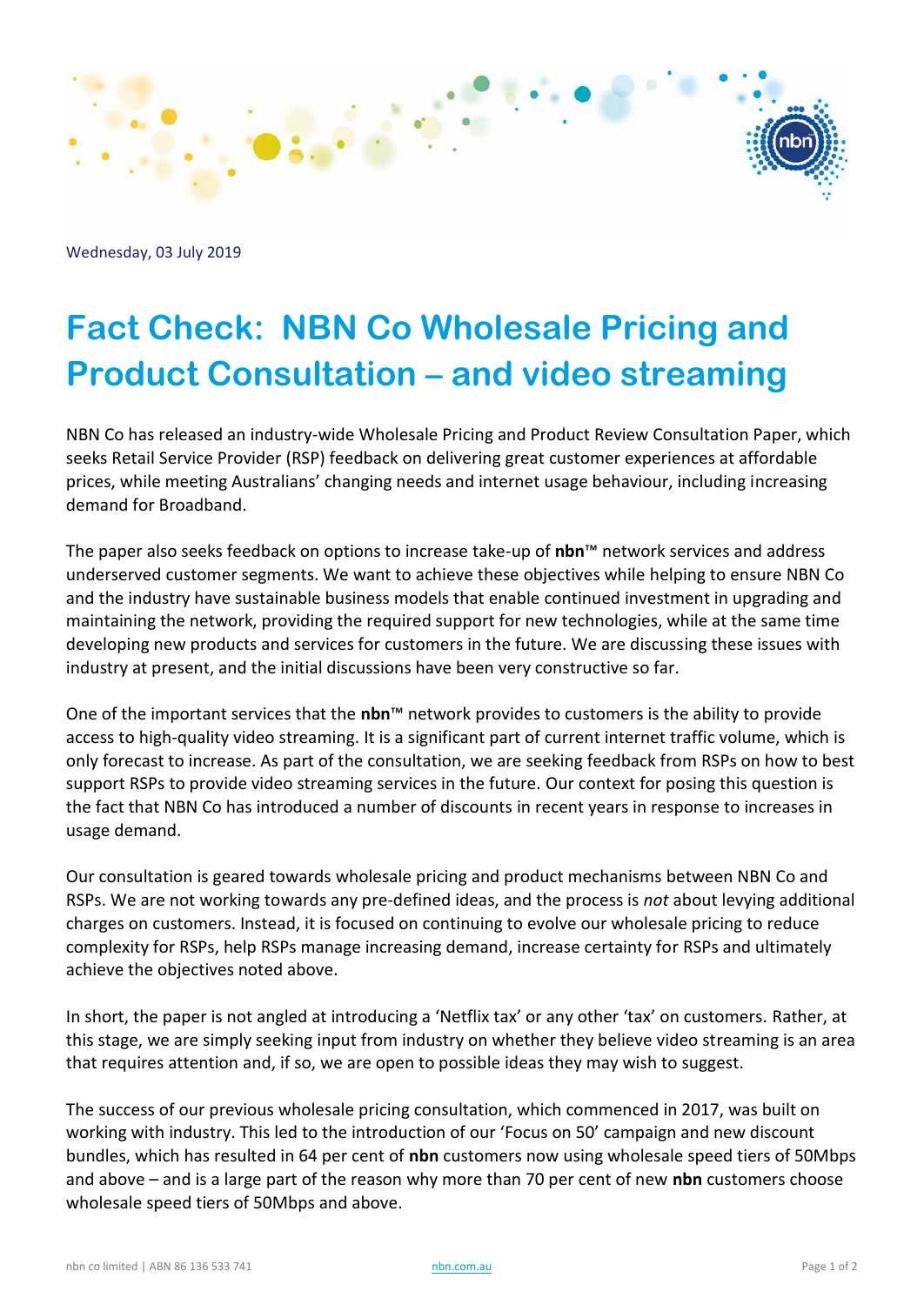Wednesday, 03 July 2019

# Fact Check: NBN Co Wholesale Pricing and Product Consultation – and video streaming

NBN Co has released an industry-wide Wholesale Pricing and Product Review Consultation Paper, which seeks Retail Service Provider (RSP) feedback on delivering great customer experiences at affordable prices, while meeting Australians' changing needs and internet usage behaviour, including increasing demand for Broadband.

The paper also seeks feedback on options to increase take-up of **nbn**™ network services and address underserved customer segments. We want to achieve these objectives while helping to ensure NBN Co and the industry have sustainable business models that enable continued investment in upgrading and maintaining the network, providing the required support for new technologies, while at the same time developing new products and services for customers in the future. We are discussing these issues with industry at present, and the initial discussions have been very constructive so far.

One of the important services that the **nbn**™ network provides to customers is the ability to provide access to high-quality video streaming. It is a significant part of current internet traffic volume, which is only forecast to increase. As part of the consultation, we are seeking feedback from RSPs on how to best support RSPs to provide video streaming services in the future. Our context for posing this question is the fact that NBN Co has introduced a number of discounts in recent years in response to increases in usage demand.

Our consultation is geared towards wholesale pricing and product mechanisms between NBN Co and RSPs. We are not working towards any pre-defined ideas, and the process is *not* about levying additional charges on customers. Instead, it is focused on continuing to evolve our wholesale pricing to reduce complexity for RSPs, help RSPs manage increasing demand, increase certainty for RSPs and ultimately achieve the objectives noted above.

In short, the paper is not angled at introducing a 'Netflix tax' or any other 'tax' on customers. Rather, at this stage, we are simply seeking input from industry on whether they believe video streaming is an area that requires attention and, if so, we are open to possible ideas they may wish to suggest.

The success of our previous wholesale pricing consultation, which commenced in 2017, was built on working with industry. This led to the introduction of our 'Focus on 50' campaign and new discount bundles, which has resulted in 64 per cent of **nbn** customers now using wholesale speed tiers of 50Mbps and above – and is a large part of the reason why more than 70 per cent of new **nbn** customers choose wholesale speed tiers of 50Mbps and above.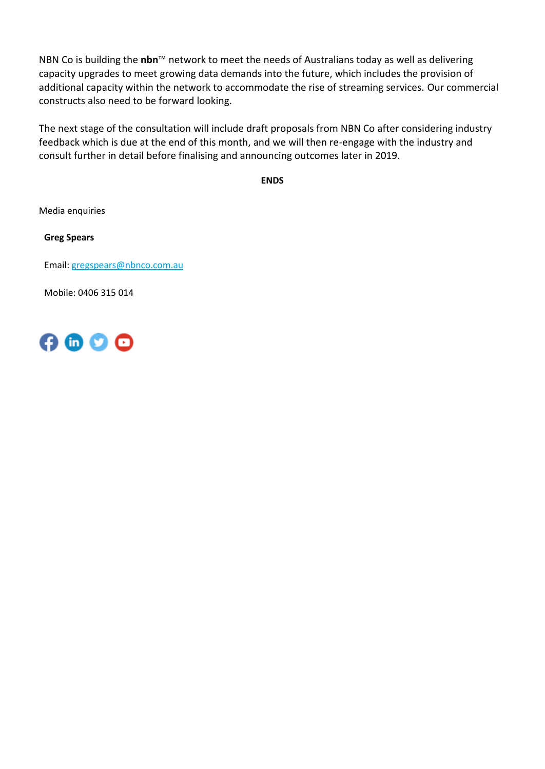NBN Co is building the **nbn**™ network to meet the needs of Australians today as well as delivering capacity upgrades to meet growing data demands into the future, which includes the provision of additional capacity within the network to accommodate the rise of streaming services. Our commercial constructs also need to be forward looking.

The next stage of the consultation will include draft proposals from NBN Co after considering industry feedback which is due at the end of this month, and we will then re-engage with the industry and consult further in detail before finalising and announcing outcomes later in 2019.

**ENDS**

Media enquiries

**Greg Spears**

Email: gregspears@nbnco.com.au

Mobile: 0406 315 014